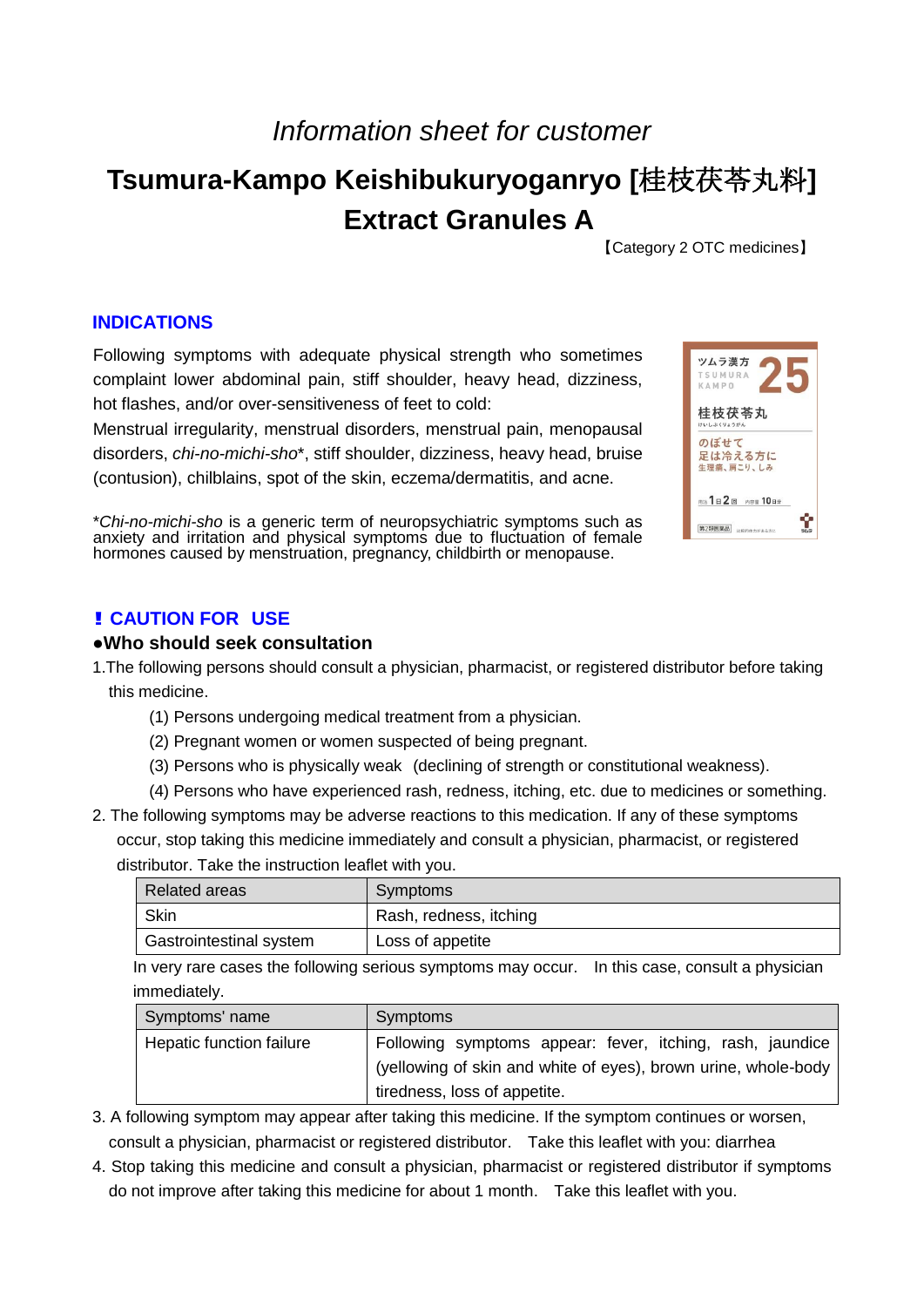*Information sheet for customer*

# Tsumura-Kampo Keishibukuryoganryo [桂枝茯苓丸料] Extract Granules A

【Category 2 OTC medicines】

## INDICATIONS

Following symptoms with adequate physical strength who sometimes complaint lower abdominal pain, stiff shoulder, heavy head, dizziness, hot flashes, and/or over-sensitiveness of feet to cold:

Menstrual irregularity, menstrual disorders, menstrual pain, menopausal disorders, *chi-no-michi-sho*\*, stiff shoulder, dizziness, heavy head, bruise (contusion), chilblains, spot of the skin, eczema/dermatitis, and acne.

\**Chi-no-michi-sho* is a generic term of neuropsychiatric symptoms such as anxiety and irritation and physical symptoms due to fluctuation of female hormones caused by menstruation, pregnancy, childbirth or menopause.

## ！CAUTION FOR USE

### ●Who should seek consultation

1. The following persons should consult a physician, pharmacist, or registered distributor before taking this medicine.
   (1) Persons undergoing medical treatment from a physician.
   (2) Pregnant women or women suspected of being pregnant.
   (3) Persons who is physically weak (declining of strength or constitutional weakness).
   (4) Persons who have experienced rash, redness, itching, etc. due to medicines or something.

2. The following symptoms may be adverse reactions to this medication. If any of these symptoms occur, stop taking this medicine immediately and consult a physician, pharmacist, or registered distributor. Take the instruction leaflet with you.

| Related areas | Symptoms |
|---|---|
| Skin | Rash, redness, itching |
| Gastrointestinal system | Loss of appetite |

   In very rare cases the following serious symptoms may occur. In this case, consult a physician immediately.

| Symptoms' name | Symptoms |
|---|---|
| Hepatic function failure | Following symptoms appear: fever, itching, rash, jaundice (yellowing of skin and white of eyes), brown urine, whole-body tiredness, loss of appetite. |

3. A following symptom may appear after taking this medicine. If the symptom continues or worsen, consult a physician, pharmacist or registered distributor. Take this leaflet with you: diarrhea

4. Stop taking this medicine and consult a physician, pharmacist or registered distributor if symptoms do not improve after taking this medicine for about 1 month. Take this leaflet with you.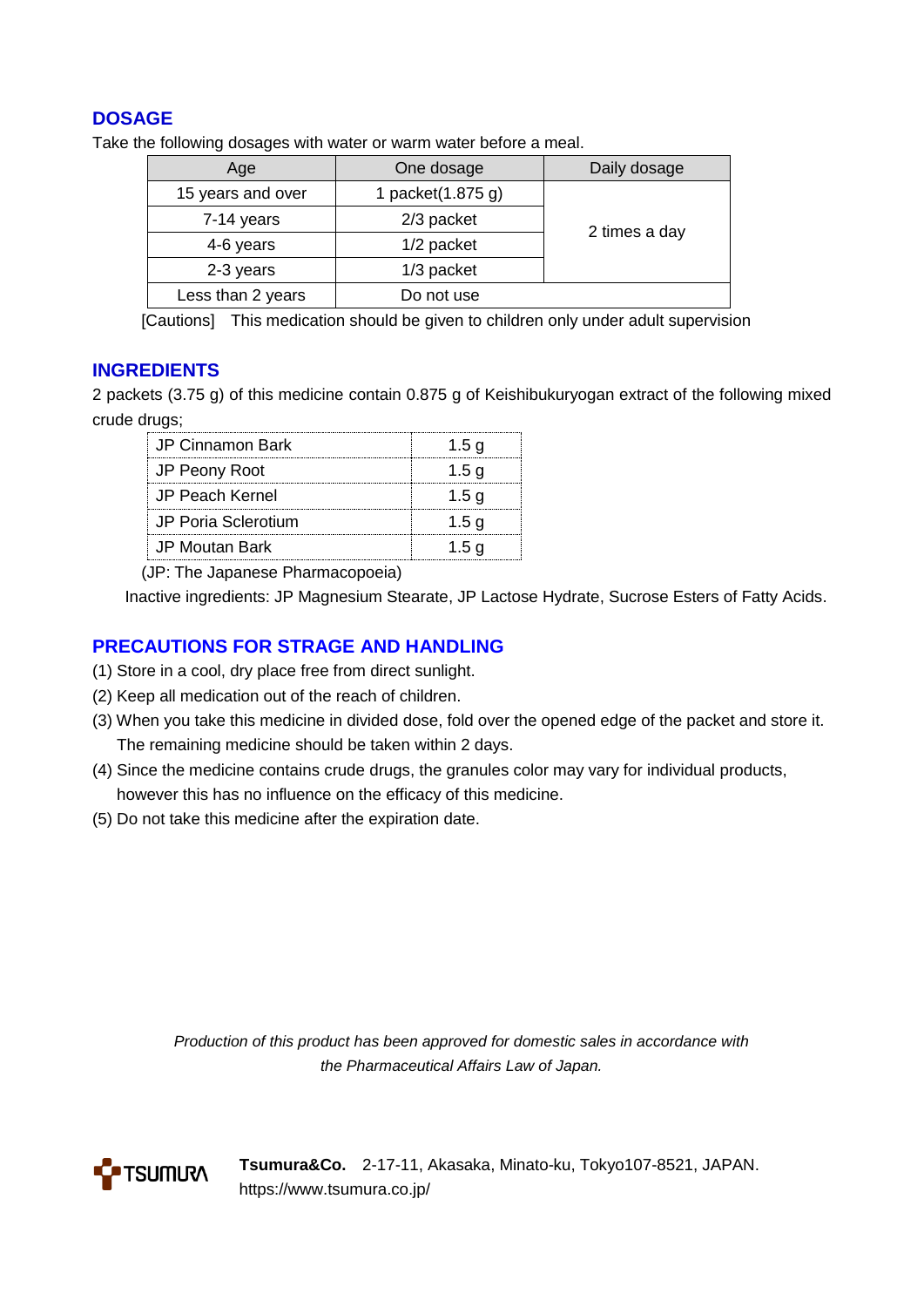## DOSAGE

Take the following dosages with water or warm water before a meal.

| Age | One dosage | Daily dosage |
|---|---|---|
| 15 years and over | 1 packet(1.875 g) | 2 times a day |
| 7-14 years | 2/3 packet | |
| 4-6 years | 1/2 packet | |
| 2-3 years | 1/3 packet | |
| Less than 2 years | Do not use | |

[Cautions] This medication should be given to children only under adult supervision

## INGREDIENTS

2 packets (3.75 g) of this medicine contain 0.875 g of Keishibukuryogan extract of the following mixed crude drugs;

| | |
|---|---|
| JP Cinnamon Bark | 1.5 g |
| JP Peony Root | 1.5 g |
| JP Peach Kernel | 1.5 g |
| JP Poria Sclerotium | 1.5 g |
| JP Moutan Bark | 1.5 g |

(JP: The Japanese Pharmacopoeia)

Inactive ingredients: JP Magnesium Stearate, JP Lactose Hydrate, Sucrose Esters of Fatty Acids.

## PRECAUTIONS FOR STRAGE AND HANDLING

(1) Store in a cool, dry place free from direct sunlight.

(2) Keep all medication out of the reach of children.

(3) When you take this medicine in divided dose, fold over the opened edge of the packet and store it. The remaining medicine should be taken within 2 days.

(4) Since the medicine contains crude drugs, the granules color may vary for individual products, however this has no influence on the efficacy of this medicine.

(5) Do not take this medicine after the expiration date.

*Production of this product has been approved for domestic sales in accordance with the Pharmaceutical Affairs Law of Japan.*

TSUMURA

**Tsumura&Co.** 2-17-11, Akasaka, Minato-ku, Tokyo107-8521, JAPAN.
https://www.tsumura.co.jp/